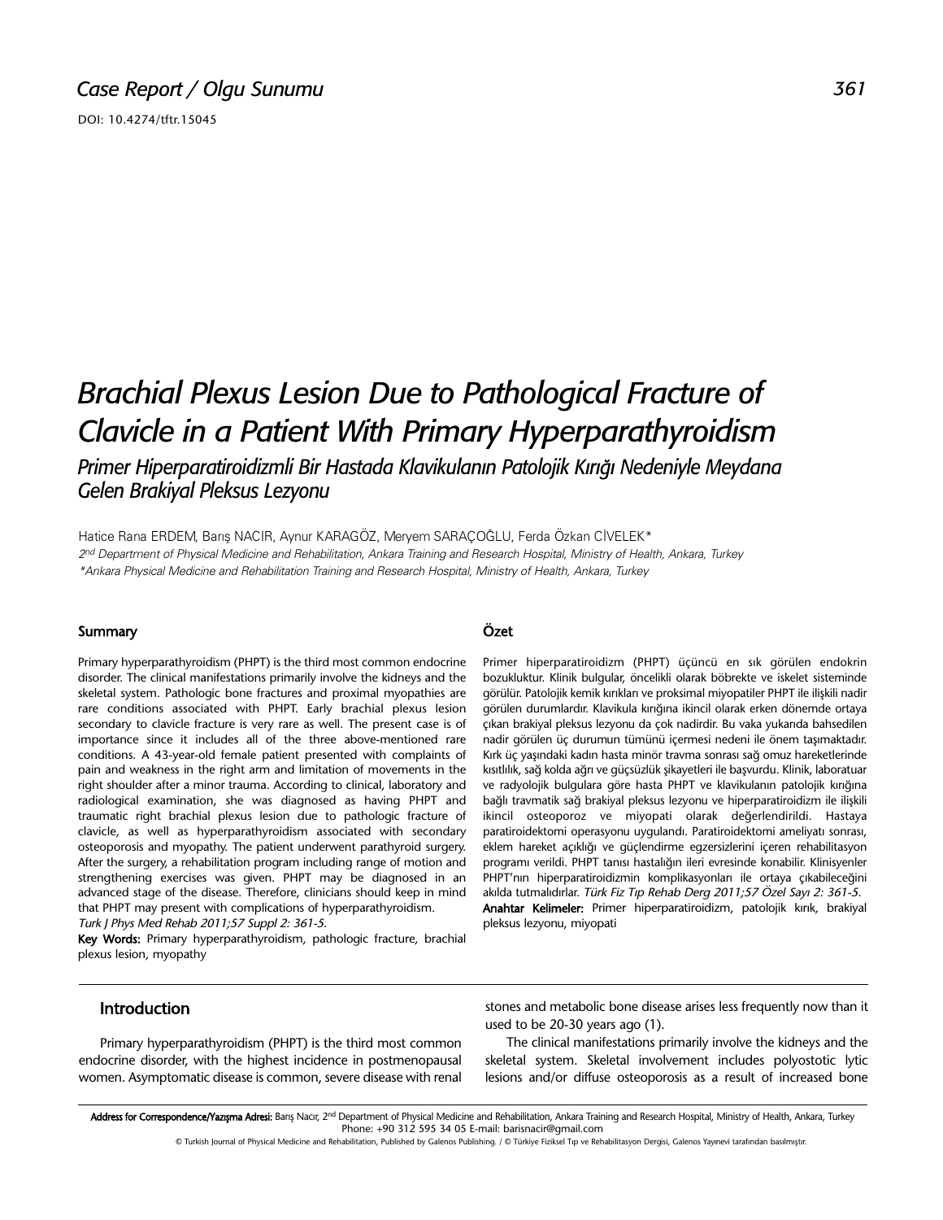Case Report / Olgu Sunumu

DOI: 10.4274/tftr.15045

# Brachial Plexus Lesion Due to Pathological Fracture of Clavicle in a Patient With Primary Hyperparathyroidism

## Primer Hiperparatiroidizmli Bir Hastada Klavikulanın Patolojik Kırığı Nedeniyle Meydana Gelen Brakiyal Pleksus Lezyonu

Hatice Rana ERDEM, Barış NACIR, Aynur KARAGÖZ, Meryem SARAÇOĞLU, Ferda Özkan CİVELEK*

*2nd Department of Physical Medicine and Rehabilitation, Ankara Training and Research Hospital, Ministry of Health, Ankara, Turkey*

*\*Ankara Physical Medicine and Rehabilitation Training and Research Hospital, Ministry of Health, Ankara, Turkey*

### Summary

Primary hyperparathyroidism (PHPT) is the third most common endocrine disorder. The clinical manifestations primarily involve the kidneys and the skeletal system. Pathologic bone fractures and proximal myopathies are rare conditions associated with PHPT. Early brachial plexus lesion secondary to clavicle fracture is very rare as well. The present case is of importance since it includes all of the three above-mentioned rare conditions. A 43-year-old female patient presented with complaints of pain and weakness in the right arm and limitation of movements in the right shoulder after a minor trauma. According to clinical, laboratory and radiological examination, she was diagnosed as having PHPT and traumatic right brachial plexus lesion due to pathologic fracture of clavicle, as well as hyperparathyroidism associated with secondary osteoporosis and myopathy. The patient underwent parathyroid surgery. After the surgery, a rehabilitation program including range of motion and strengthening exercises was given. PHPT may be diagnosed in an advanced stage of the disease. Therefore, clinicians should keep in mind that PHPT may present with complications of hyperparathyroidism. *Turk J Phys Med Rehab 2011;57 Suppl 2: 361-5.*

**Key Words:** Primary hyperparathyroidism, pathologic fracture, brachial plexus lesion, myopathy

### Özet

Primer hiperparatiroidizm (PHPT) üçüncü en sık görülen endokrin bozukluktur. Klinik bulgular, öncelikli olarak böbrekte ve iskelet sisteminde görülür. Patolojik kemik kırıkları ve proksimal miyopatiler PHPT ile ilişkili nadir görülen durumlardır. Klavikula kırığına ikincil olarak erken dönemde ortaya çıkan brakiyal pleksus lezyonu da çok nadirdir. Bu vaka yukarıda bahsedilen nadir görülen üç durumun tümünü içermesi nedeni ile önem taşımaktadır. Kırk üç yaşındaki kadın hasta minör travma sonrası sağ omuz hareketlerinde kısıtlılık, sağ kolda ağrı ve güçsüzlük şikayetleri ile başvurdu. Klinik, laboratuar ve radyolojik bulgulara göre hasta PHPT ve klavikulanın patolojik kırığına bağlı travmatik sağ brakiyal pleksus lezyonu ve hiperparatiroidizm ile ilişkili ikincil osteoporoz ve miyopati olarak değerlendirildi. Hastaya paratiroidektomi operasyonu uygulandı. Paratiroidektomi ameliyatı sonrası, eklem hareket açıklığı ve güçlendirme egzersizlerini içeren rehabilitasyon programı verildi. PHPT tanısı hastalığın ileri evresinde konabilir. Klinisyenler PHPT'nın hiperparatiroidizmin komplikasyonları ile ortaya çıkabileceğini akılda tutmalıdırlar. *Türk Fiz Tıp Rehab Derg 2011;57 Özel Sayı 2: 361-5.*

**Anahtar Kelimeler:** Primer hiperparatiroidizm, patolojik kırık, brakiyal pleksus lezyonu, miyopati

## Introduction

Primary hyperparathyroidism (PHPT) is the third most common endocrine disorder, with the highest incidence in postmenopausal women. Asymptomatic disease is common, severe disease with renal stones and metabolic bone disease arises less frequently now than it used to be 20-30 years ago (1).

The clinical manifestations primarily involve the kidneys and the skeletal system. Skeletal involvement includes polyostotic lytic lesions and/or diffuse osteoporosis as a result of increased bone

**Address for Correspondence/Yazışma Adresi:** Barış Nacır, 2nd Department of Physical Medicine and Rehabilitation, Ankara Training and Research Hospital, Ministry of Health, Ankara, Turkey Phone: +90 312 595 34 05 E-mail: barisnacir@gmail.com

© Turkish Journal of Physical Medicine and Rehabilitation, Published by Galenos Publishing. / © Türkiye Fiziksel Tıp ve Rehabilitasyon Dergisi, Galenos Yayınevi tarafından basılmıştır.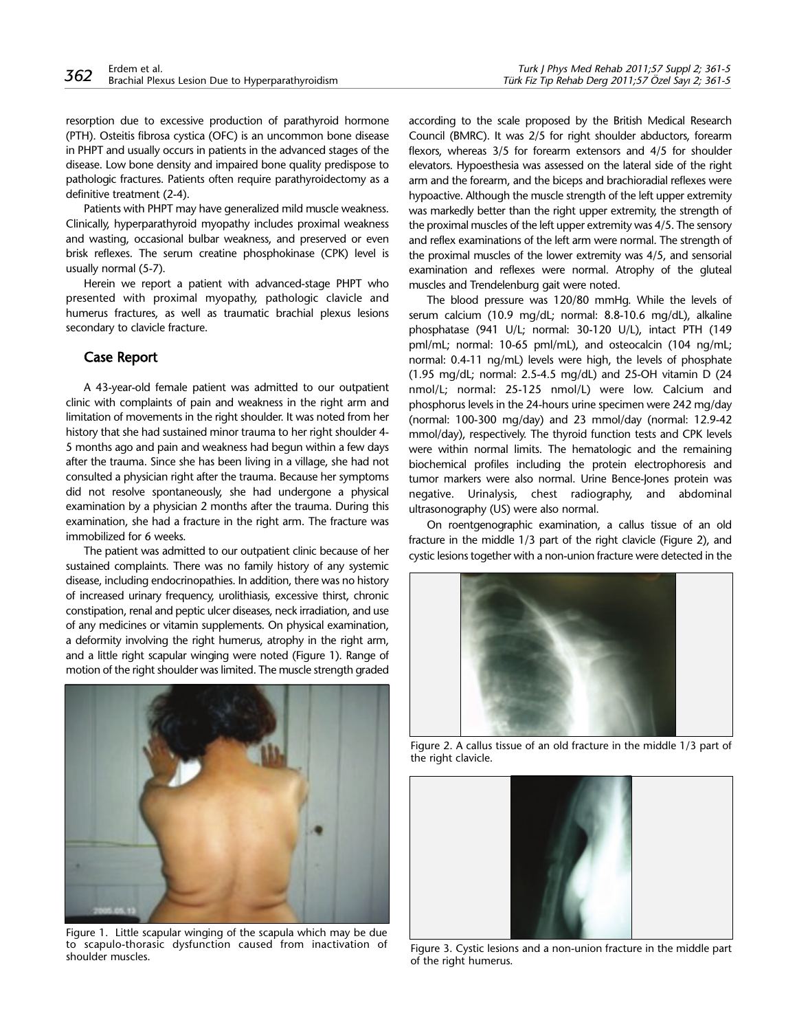resorption due to excessive production of parathyroid hormone (PTH). Osteitis fibrosa cystica (OFC) is an uncommon bone disease in PHPT and usually occurs in patients in the advanced stages of the disease. Low bone density and impaired bone quality predispose to pathologic fractures. Patients often require parathyroidectomy as a definitive treatment (2-4).

Patients with PHPT may have generalized mild muscle weakness. Clinically, hyperparathyroid myopathy includes proximal weakness and wasting, occasional bulbar weakness, and preserved or even brisk reflexes. The serum creatine phosphokinase (CPK) level is usually normal (5-7).

Herein we report a patient with advanced-stage PHPT who presented with proximal myopathy, pathologic clavicle and humerus fractures, as well as traumatic brachial plexus lesions secondary to clavicle fracture.

## Case Report

A 43-year-old female patient was admitted to our outpatient clinic with complaints of pain and weakness in the right arm and limitation of movements in the right shoulder. It was noted from her history that she had sustained minor trauma to her right shoulder 4-5 months ago and pain and weakness had begun within a few days after the trauma. Since she has been living in a village, she had not consulted a physician right after the trauma. Because her symptoms did not resolve spontaneously, she had undergone a physical examination by a physician 2 months after the trauma. During this examination, she had a fracture in the right arm. The fracture was immobilized for 6 weeks.

The patient was admitted to our outpatient clinic because of her sustained complaints. There was no family history of any systemic disease, including endocrinopathies. In addition, there was no history of increased urinary frequency, urolithiasis, excessive thirst, chronic constipation, renal and peptic ulcer diseases, neck irradiation, and use of any medicines or vitamin supplements. On physical examination, a deformity involving the right humerus, atrophy in the right arm, and a little right scapular winging were noted (Figure 1). Range of motion of the right shoulder was limited. The muscle strength graded according to the scale proposed by the British Medical Research Council (BMRC). It was 2/5 for right shoulder abductors, forearm flexors, whereas 3/5 for forearm extensors and 4/5 for shoulder elevators. Hypoesthesia was assessed on the lateral side of the right arm and the forearm, and the biceps and brachioradial reflexes were hypoactive. Although the muscle strength of the left upper extremity was markedly better than the right upper extremity, the strength of the proximal muscles of the left upper extremity was 4/5. The sensory and reflex examinations of the left arm were normal. The strength of the proximal muscles of the lower extremity was 4/5, and sensorial examination and reflexes were normal. Atrophy of the gluteal muscles and Trendelenburg gait were noted.

Figure 1. Little scapular winging of the scapula which may be due to scapulo-thoracic dysfunction caused from inactivation of shoulder muscles.

The blood pressure was 120/80 mmHg. While the levels of serum calcium (10.9 mg/dL; normal: 8.8-10.6 mg/dL), alkaline phosphatase (941 U/L; normal: 30-120 U/L), intact PTH (149 pml/mL; normal: 10-65 pml/mL), and osteocalcin (104 ng/mL; normal: 0.4-11 ng/mL) levels were high, the levels of phosphate (1.95 mg/dL; normal: 2.5-4.5 mg/dL) and 25-OH vitamin D (24 nmol/L; normal: 25-125 nmol/L) were low. Calcium and phosphorus levels in the 24-hours urine specimen were 242 mg/day (normal: 100-300 mg/day) and 23 mmol/day (normal: 12.9-42 mmol/day), respectively. The thyroid function tests and CPK levels were within normal limits. The hematologic and the remaining biochemical profiles including the protein electrophoresis and tumor markers were also normal. Urine Bence-Jones protein was negative. Urinalysis, chest radiography, and abdominal ultrasonography (US) were also normal.

On roentgenographic examination, a callus tissue of an old fracture in the middle 1/3 part of the right clavicle (Figure 2), and cystic lesions together with a non-union fracture were detected in the

Figure 2. A callus tissue of an old fracture in the middle 1/3 part of the right clavicle.

Figure 3. Cystic lesions and a non-union fracture in the middle part of the right humerus.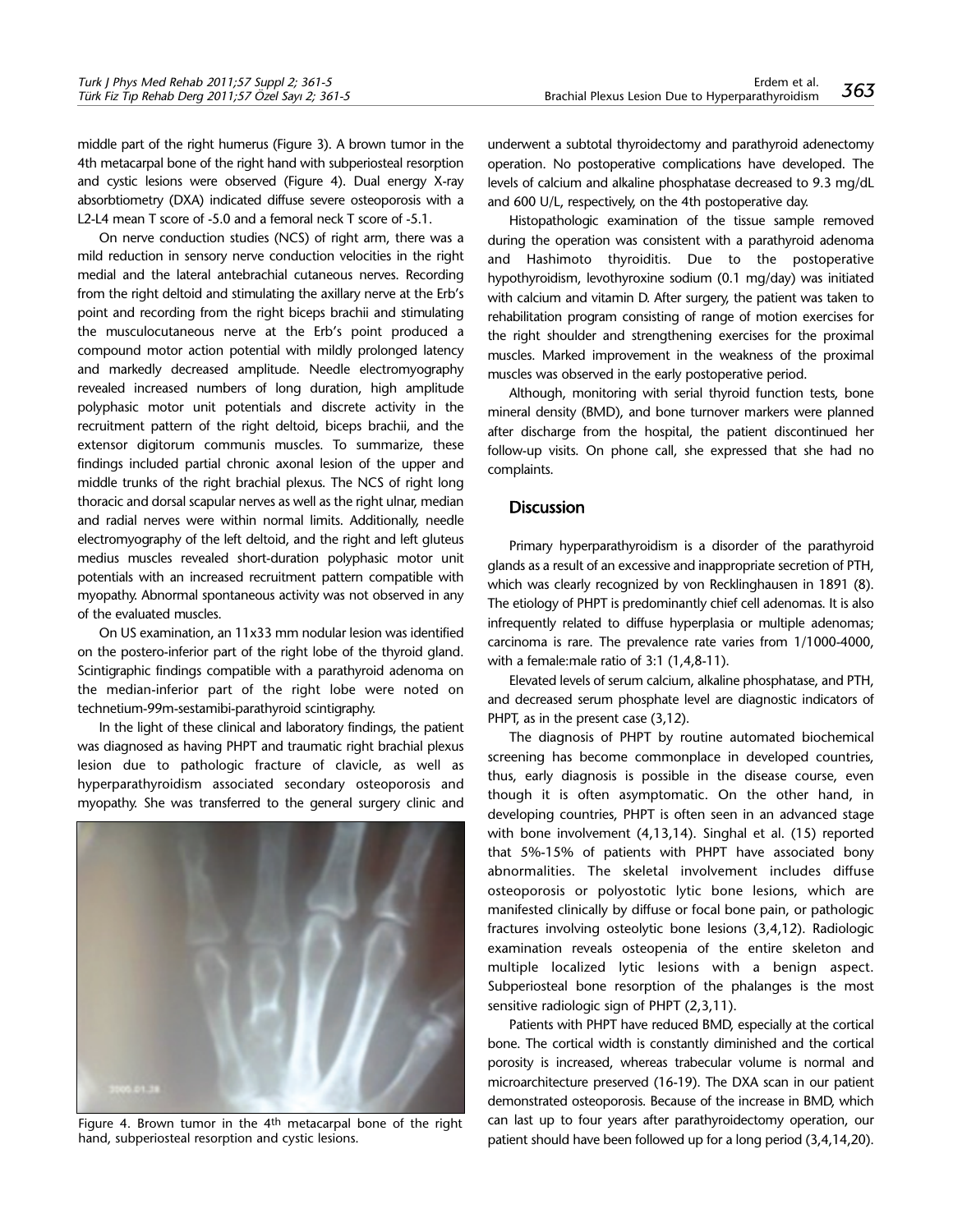middle part of the right humerus (Figure 3). A brown tumor in the 4th metacarpal bone of the right hand with subperiosteal resorption and cystic lesions were observed (Figure 4). Dual energy X-ray absorbtiometry (DXA) indicated diffuse severe osteoporosis with a L2-L4 mean T score of -5.0 and a femoral neck T score of -5.1.

On nerve conduction studies (NCS) of right arm, there was a mild reduction in sensory nerve conduction velocities in the right medial and the lateral antebrachial cutaneous nerves. Recording from the right deltoid and stimulating the axillary nerve at the Erb's point and recording from the right biceps brachii and stimulating the musculocutaneous nerve at the Erb's point produced a compound motor action potential with mildly prolonged latency and markedly decreased amplitude. Needle electromyography revealed increased numbers of long duration, high amplitude polyphasic motor unit potentials and discrete activity in the recruitment pattern of the right deltoid, biceps brachii, and the extensor digitorum communis muscles. To summarize, these findings included partial chronic axonal lesion of the upper and middle trunks of the right brachial plexus. The NCS of right long thoracic and dorsal scapular nerves as well as the right ulnar, median and radial nerves were within normal limits. Additionally, needle electromyography of the left deltoid, and the right and left gluteus medius muscles revealed short-duration polyphasic motor unit potentials with an increased recruitment pattern compatible with myopathy. Abnormal spontaneous activity was not observed in any of the evaluated muscles.

On US examination, an 11x33 mm nodular lesion was identified on the postero-inferior part of the right lobe of the thyroid gland. Scintigraphic findings compatible with a parathyroid adenoma on the median-inferior part of the right lobe were noted on technetium-99m-sestamibi-parathyroid scintigraphy.

In the light of these clinical and laboratory findings, the patient was diagnosed as having PHPT and traumatic right brachial plexus lesion due to pathologic fracture of clavicle, as well as hyperparathyroidism associated secondary osteoporosis and myopathy. She was transferred to the general surgery clinic and underwent a subtotal thyroidectomy and parathyroid adenectomy operation. No postoperative complications have developed. The levels of calcium and alkaline phosphatase decreased to 9.3 mg/dL and 600 U/L, respectively, on the 4th postoperative day.

Figure 4. Brown tumor in the 4th metacarpal bone of the right hand, subperiosteal resorption and cystic lesions.

Histopathologic examination of the tissue sample removed during the operation was consistent with a parathyroid adenoma and Hashimoto thyroiditis. Due to the postoperative hypothyroidism, levothyroxine sodium (0.1 mg/day) was initiated with calcium and vitamin D. After surgery, the patient was taken to rehabilitation program consisting of range of motion exercises for the right shoulder and strengthening exercises for the proximal muscles. Marked improvement in the weakness of the proximal muscles was observed in the early postoperative period.

Although, monitoring with serial thyroid function tests, bone mineral density (BMD), and bone turnover markers were planned after discharge from the hospital, the patient discontinued her follow-up visits. On phone call, she expressed that she had no complaints.

## Discussion

Primary hyperparathyroidism is a disorder of the parathyroid glands as a result of an excessive and inappropriate secretion of PTH, which was clearly recognized by von Recklinghausen in 1891 (8). The etiology of PHPT is predominantly chief cell adenomas. It is also infrequently related to diffuse hyperplasia or multiple adenomas; carcinoma is rare. The prevalence rate varies from 1/1000-4000, with a female:male ratio of 3:1 (1,4,8-11).

Elevated levels of serum calcium, alkaline phosphatase, and PTH, and decreased serum phosphate level are diagnostic indicators of PHPT, as in the present case (3,12).

The diagnosis of PHPT by routine automated biochemical screening has become commonplace in developed countries, thus, early diagnosis is possible in the disease course, even though it is often asymptomatic. On the other hand, in developing countries, PHPT is often seen in an advanced stage with bone involvement (4,13,14). Singhal et al. (15) reported that 5%-15% of patients with PHPT have associated bony abnormalities. The skeletal involvement includes diffuse osteoporosis or polyostotic lytic bone lesions, which are manifested clinically by diffuse or focal bone pain, or pathologic fractures involving osteolytic bone lesions (3,4,12). Radiologic examination reveals osteopenia of the entire skeleton and multiple localized lytic lesions with a benign aspect. Subperiosteal bone resorption of the phalanges is the most sensitive radiologic sign of PHPT (2,3,11).

Patients with PHPT have reduced BMD, especially at the cortical bone. The cortical width is constantly diminished and the cortical porosity is increased, whereas trabecular volume is normal and microarchitecture preserved (16-19). The DXA scan in our patient demonstrated osteoporosis. Because of the increase in BMD, which can last up to four years after parathyroidectomy operation, our patient should have been followed up for a long period (3,4,14,20).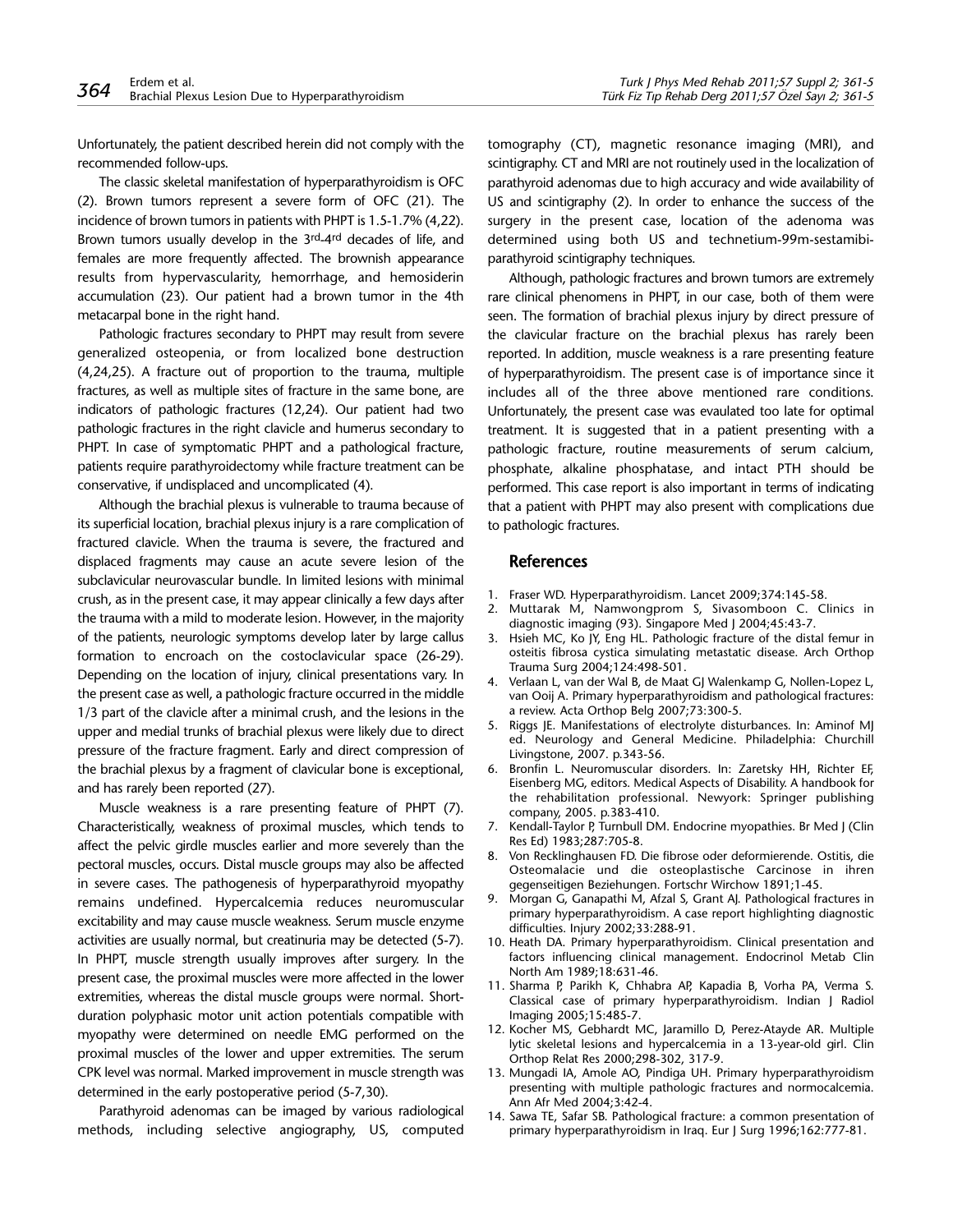Unfortunately, the patient described herein did not comply with the recommended follow-ups.

The classic skeletal manifestation of hyperparathyroidism is OFC (2). Brown tumors represent a severe form of OFC (21). The incidence of brown tumors in patients with PHPT is 1.5-1.7% (4,22). Brown tumors usually develop in the 3rd-4rd decades of life, and females are more frequently affected. The brownish appearance results from hypervascularity, hemorrhage, and hemosiderin accumulation (23). Our patient had a brown tumor in the 4th metacarpal bone in the right hand.

Pathologic fractures secondary to PHPT may result from severe generalized osteopenia, or from localized bone destruction (4,24,25). A fracture out of proportion to the trauma, multiple fractures, as well as multiple sites of fracture in the same bone, are indicators of pathologic fractures (12,24). Our patient had two pathologic fractures in the right clavicle and humerus secondary to PHPT. In case of symptomatic PHPT and a pathological fracture, patients require parathyroidectomy while fracture treatment can be conservative, if undisplaced and uncomplicated (4).

Although the brachial plexus is vulnerable to trauma because of its superficial location, brachial plexus injury is a rare complication of fractured clavicle. When the trauma is severe, the fractured and displaced fragments may cause an acute severe lesion of the subclavicular neurovascular bundle. In limited lesions with minimal crush, as in the present case, it may appear clinically a few days after the trauma with a mild to moderate lesion. However, in the majority of the patients, neurologic symptoms develop later by large callus formation to encroach on the costoclavicular space (26-29). Depending on the location of injury, clinical presentations vary. In the present case as well, a pathologic fracture occurred in the middle 1/3 part of the clavicle after a minimal crush, and the lesions in the upper and medial trunks of brachial plexus were likely due to direct pressure of the fracture fragment. Early and direct compression of the brachial plexus by a fragment of clavicular bone is exceptional, and has rarely been reported (27).

Muscle weakness is a rare presenting feature of PHPT (7). Characteristically, weakness of proximal muscles, which tends to affect the pelvic girdle muscles earlier and more severely than the pectoral muscles, occurs. Distal muscle groups may also be affected in severe cases. The pathogenesis of hyperparathyroid myopathy remains undefined. Hypercalcemia reduces neuromuscular excitability and may cause muscle weakness. Serum muscle enzyme activities are usually normal, but creatinuria may be detected (5-7). In PHPT, muscle strength usually improves after surgery. In the present case, the proximal muscles were more affected in the lower extremities, whereas the distal muscle groups were normal. Short-duration polyphasic motor unit action potentials compatible with myopathy were determined on needle EMG performed on the proximal muscles of the lower and upper extremities. The serum CPK level was normal. Marked improvement in muscle strength was determined in the early postoperative period (5-7,30).

Parathyroid adenomas can be imaged by various radiological methods, including selective angiography, US, computed tomography (CT), magnetic resonance imaging (MRI), and scintigraphy. CT and MRI are not routinely used in the localization of parathyroid adenomas due to high accuracy and wide availability of US and scintigraphy (2). In order to enhance the success of the surgery in the present case, location of the adenoma was determined using both US and technetium-99m-sestamibi-parathyroid scintigraphy techniques.

Although, pathologic fractures and brown tumors are extremely rare clinical phenomens in PHPT, in our case, both of them were seen. The formation of brachial plexus injury by direct pressure of the clavicular fracture on the brachial plexus has rarely been reported. In addition, muscle weakness is a rare presenting feature of hyperparathyroidism. The present case is of importance since it includes all of the three above mentioned rare conditions. Unfortunately, the present case was evaulated too late for optimal treatment. It is suggested that in a patient presenting with a pathologic fracture, routine measurements of serum calcium, phosphate, alkaline phosphatase, and intact PTH should be performed. This case report is also important in terms of indicating that a patient with PHPT may also present with complications due to pathologic fractures.

## References

1. Fraser WD. Hyperparathyroidism. Lancet 2009;374:145-58.
2. Muttarak M, Namwongprom S, Sivasomboon C. Clinics in diagnostic imaging (93). Singapore Med J 2004;45:43-7.
3. Hsieh MC, Ko JY, Eng HL. Pathologic fracture of the distal femur in osteitis fibrosa cystica simulating metastatic disease. Arch Orthop Trauma Surg 2004;124:498-501.
4. Verlaan L, van der Wal B, de Maat GJ Walenkamp G, Nollen-Lopez L, van Ooij A. Primary hyperparathyroidism and pathological fractures: a review. Acta Orthop Belg 2007;73:300-5.
5. Riggs JE. Manifestations of electrolyte disturbances. In: Aminof MJ ed. Neurology and General Medicine. Philadelphia: Churchill Livingstone, 2007. p.343-56.
6. Bronfin L. Neuromuscular disorders. In: Zaretsky HH, Richter EF, Eisenberg MG, editors. Medical Aspects of Disability. A handbook for the rehabilitation professional. Newyork: Springer publishing company, 2005. p.383-410.
7. Kendall-Taylor P, Turnbull DM. Endocrine myopathies. Br Med J (Clin Res Ed) 1983;287:705-8.
8. Von Recklinghausen FD. Die fibrose oder deformierende. Ostitis, die Osteomalacie und die osteoplastische Carcinose in ihren gegenseitigen Beziehungen. Fortschr Wirchow 1891;1-45.
9. Morgan G, Ganapathi M, Afzal S, Grant AJ. Pathological fractures in primary hyperparathyroidism. A case report highlighting diagnostic difficulties. Injury 2002;33:288-91.
10. Heath DA. Primary hyperparathyroidism. Clinical presentation and factors influencing clinical management. Endocrinol Metab Clin North Am 1989;18:631-46.
11. Sharma P, Parikh K, Chhabra AP, Kapadia B, Vorha PA, Verma S. Classical case of primary hyperparathyroidism. Indian J Radiol Imaging 2005;15:485-7.
12. Kocher MS, Gebhardt MC, Jaramillo D, Perez-Atayde AR. Multiple lytic skeletal lesions and hypercalcemia in a 13-year-old girl. Clin Orthop Relat Res 2000;298-302, 317-9.
13. Mungadi IA, Amole AO, Pindiga UH. Primary hyperparathyroidism presenting with multiple pathologic fractures and normocalcemia. Ann Afr Med 2004;3:42-4.
14. Sawa TE, Safar SB. Pathological fracture: a common presentation of primary hyperparathyroidism in Iraq. Eur J Surg 1996;162:777-81.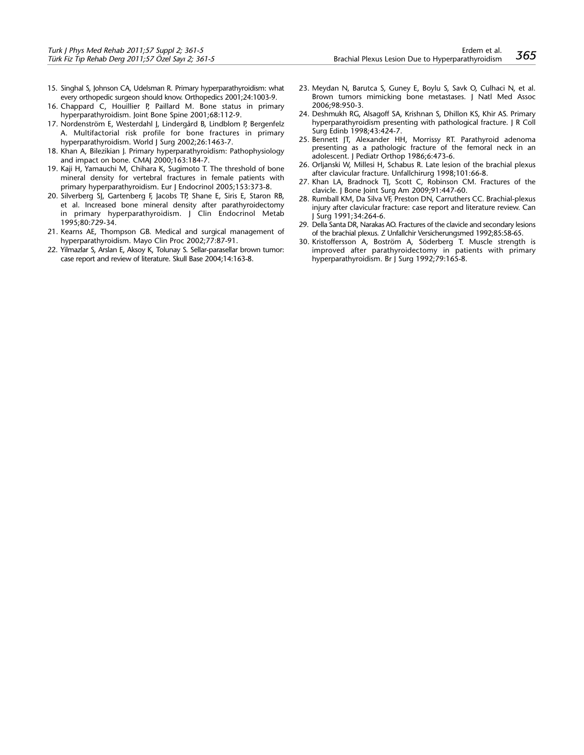15. Singhal S, Johnson CA, Udelsman R. Primary hyperparathyroidism: what every orthopedic surgeon should know. Orthopedics 2001;24:1003-9.
16. Chappard C, Houillier P, Paillard M. Bone status in primary hyperparathyroidism. Joint Bone Spine 2001;68:112-9.
17. Nordenström E, Westerdahl J, Lindergård B, Lindblom P, Bergenfelz A. Multifactorial risk profile for bone fractures in primary hyperparathyroidism. World J Surg 2002;26:1463-7.
18. Khan A, Bilezikian J. Primary hyperparathyroidism: Pathophysiology and impact on bone. CMAJ 2000;163:184-7.
19. Kaji H, Yamauchi M, Chihara K, Sugimoto T. The threshold of bone mineral density for vertebral fractures in female patients with primary hyperparathyroidism. Eur J Endocrinol 2005;153:373-8.
20. Silverberg SJ, Gartenberg F, Jacobs TP, Shane E, Siris E, Staron RB, et al. Increased bone mineral density after parathyroidectomy in primary hyperparathyroidism. J Clin Endocrinol Metab 1995;80:729-34.
21. Kearns AE, Thompson GB. Medical and surgical management of hyperparathyroidism. Mayo Clin Proc 2002;77:87-91.
22. Yilmazlar S, Arslan E, Aksoy K, Tolunay S. Sellar-parasellar brown tumor: case report and review of literature. Skull Base 2004;14:163-8.
23. Meydan N, Barutca S, Guney E, Boylu S, Savk O, Culhaci N, et al. Brown tumors mimicking bone metastases. J Natl Med Assoc 2006;98:950-3.
24. Deshmukh RG, Alsagoff SA, Krishnan S, Dhillon KS, Khir AS. Primary hyperparathyroidism presenting with pathological fracture. J R Coll Surg Edinb 1998;43:424-7.
25. Bennett JT, Alexander HH, Morrissy RT. Parathyroid adenoma presenting as a pathologic fracture of the femoral neck in an adolescent. J Pediatr Orthop 1986;6:473-6.
26. Orljanski W, Millesi H, Schabus R. Late lesion of the brachial plexus after clavicular fracture. Unfallchirurg 1998;101:66-8.
27. Khan LA, Bradnock TJ, Scott C, Robinson CM. Fractures of the clavicle. J Bone Joint Surg Am 2009;91:447-60.
28. Rumball KM, Da Silva VF, Preston DN, Carruthers CC. Brachial-plexus injury after clavicular fracture: case report and literature review. Can J Surg 1991;34:264-6.
29. Della Santa DR, Narakas AO. Fractures of the clavicle and secondary lesions of the brachial plexus. Z Unfallchir Versicherungsmed 1992;85:58-65.
30. Kristoffersson A, Boström A, Söderberg T. Muscle strength is improved after parathyroidectomy in patients with primary hyperparathyroidism. Br J Surg 1992;79:165-8.